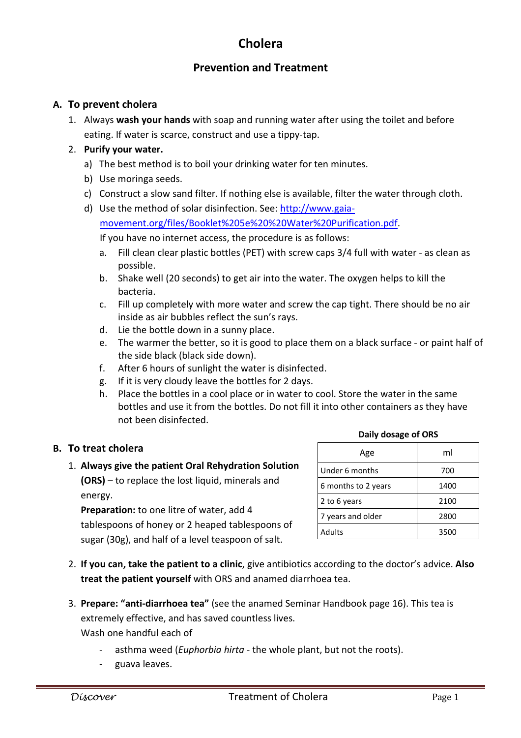# Cholera

## Prevention and Treatment

### A. To prevent cholera

1. Always **wash your hands** with soap and running water after using the toilet and before eating. If water is scarce, construct and use a tippy-tap.
2. **Purify your water.**
   a) The best method is to boil your drinking water for ten minutes.
   b) Use moringa seeds.
   c) Construct a slow sand filter. If nothing else is available, filter the water through cloth.
   d) Use the method of solar disinfection. See: [http://www.gaia-movement.org/files/Booklet%205e%20%20Water%20Purification.pdf](http://www.gaia-movement.org/files/Booklet%205e%20%20Water%20Purification.pdf).
   If you have no internet access, the procedure is as follows:
      a. Fill clean clear plastic bottles (PET) with screw caps 3/4 full with water - as clean as possible.
      b. Shake well (20 seconds) to get air into the water. The oxygen helps to kill the bacteria.
      c. Fill up completely with more water and screw the cap tight. There should be no air inside as air bubbles reflect the sun's rays.
      d. Lie the bottle down in a sunny place.
      e. The warmer the better, so it is good to place them on a black surface - or paint half of the side black (black side down).
      f. After 6 hours of sunlight the water is disinfected.
      g. If it is very cloudy leave the bottles for 2 days.
      h. Place the bottles in a cool place or in water to cool. Store the water in the same bottles and use it from the bottles. Do not fill it into other containers as they have not been disinfected.

### B. To treat cholera

1. **Always give the patient Oral Rehydration Solution (ORS)** – to replace the lost liquid, minerals and energy.
   **Preparation:** to one litre of water, add 4 tablespoons of honey or 2 heaped tablespoons of sugar (30g), and half of a level teaspoon of salt.

**Daily dosage of ORS**

| Age | ml |
|---|---|
| Under 6 months | 700 |
| 6 months to 2 years | 1400 |
| 2 to 6 years | 2100 |
| 7 years and older | 2800 |
| Adults | 3500 |

2. **If you can, take the patient to a clinic**, give antibiotics according to the doctor's advice. **Also treat the patient yourself** with ORS and anamed diarrhoea tea.

3. **Prepare: "anti-diarrhoea tea"** (see the anamed Seminar Handbook page 16). This tea is extremely effective, and has saved countless lives.
   Wash one handful each of
   - asthma weed (*Euphorbia hirta* - the whole plant, but not the roots).
   - guava leaves.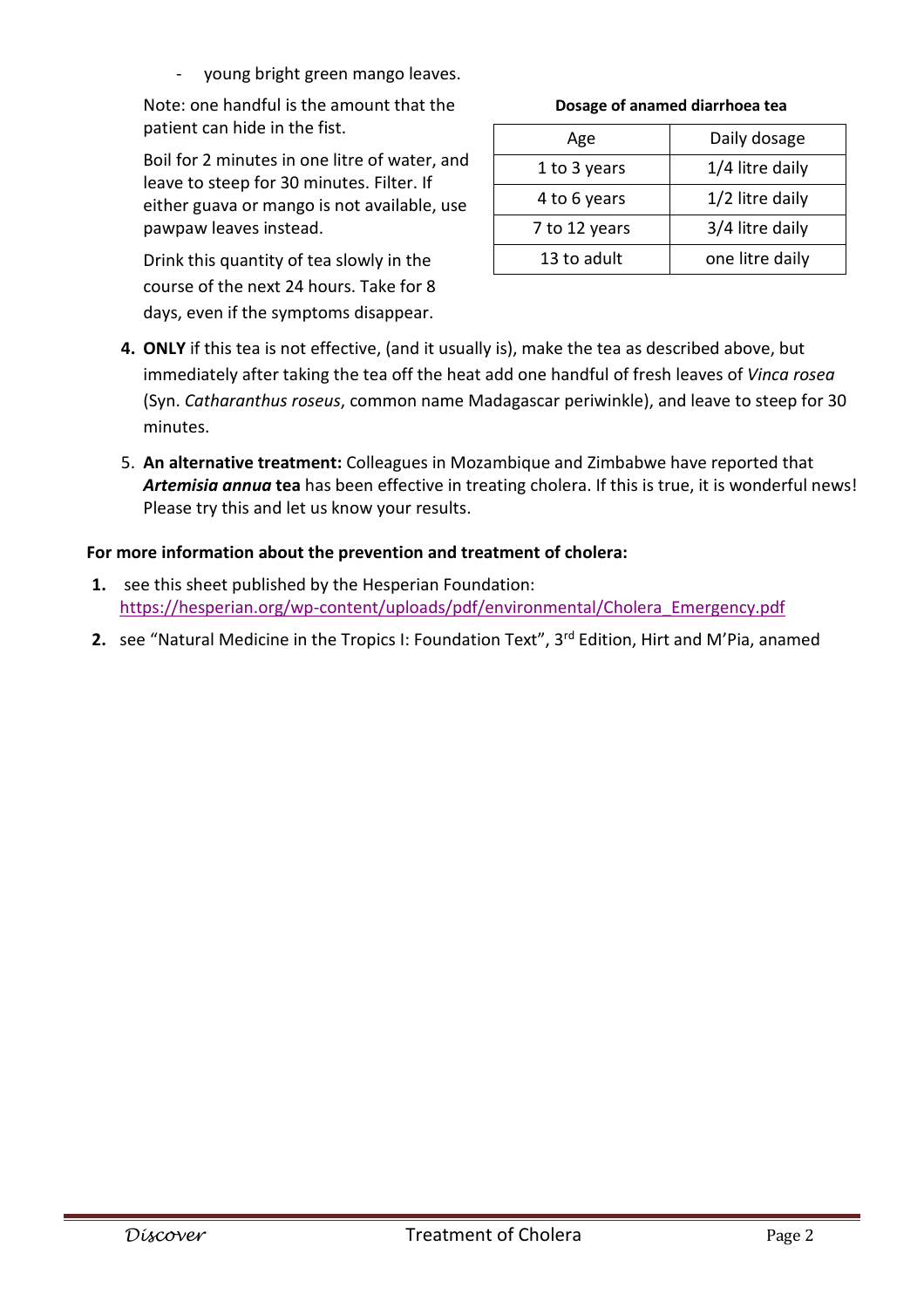- young bright green mango leaves.

Note: one handful is the amount that the patient can hide in the fist.

Boil for 2 minutes in one litre of water, and leave to steep for 30 minutes. Filter. If either guava or mango is not available, use pawpaw leaves instead.

Drink this quantity of tea slowly in the course of the next 24 hours. Take for 8 days, even if the symptoms disappear.

**Dosage of anamed diarrhoea tea**

| Age | Daily dosage |
|---|---|
| 1 to 3 years | 1/4 litre daily |
| 4 to 6 years | 1/2 litre daily |
| 7 to 12 years | 3/4 litre daily |
| 13 to adult | one litre daily |

4. **ONLY** if this tea is not effective, (and it usually is), make the tea as described above, but immediately after taking the tea off the heat add one handful of fresh leaves of *Vinca rosea* (Syn. *Catharanthus roseus*, common name Madagascar periwinkle), and leave to steep for 30 minutes.

5. **An alternative treatment:** Colleagues in Mozambique and Zimbabwe have reported that ***Artemisia annua*** **tea** has been effective in treating cholera. If this is true, it is wonderful news! Please try this and let us know your results.

**For more information about the prevention and treatment of cholera:**

1. see this sheet published by the Hesperian Foundation: https://hesperian.org/wp-content/uploads/pdf/environmental/Cholera_Emergency.pdf
2. see "Natural Medicine in the Tropics I: Foundation Text", 3rd Edition, Hirt and M'Pia, anamed